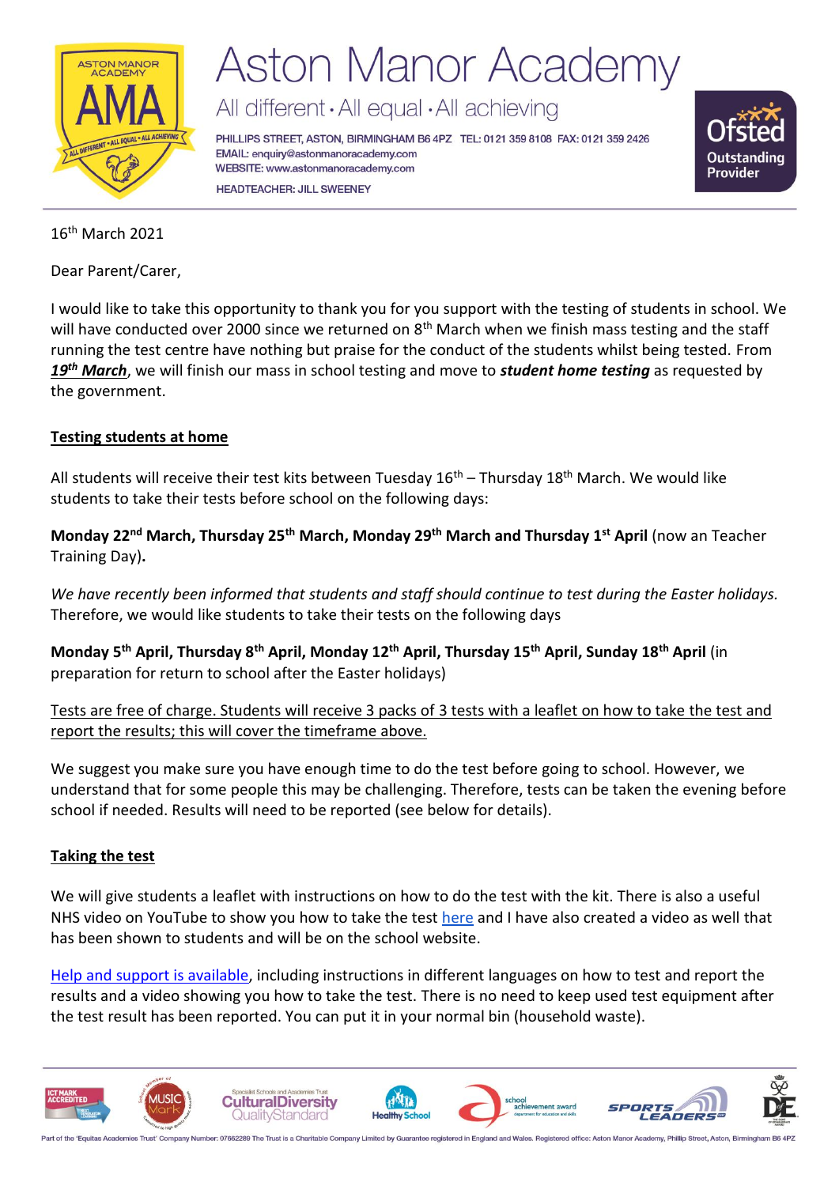# Aston Manor Academy

All different · All equal · All achieving

PHILLIPS STREET, ASTON, BIRMINGHAM B6 4PZ TEL: 0121 359 8108 FAX: 0121 359 2426
EMAIL: enquiry@astonmanoracademy.com
WEBSITE: www.astonmanoracademy.com
HEADTEACHER: JILL SWEENEY

16th March 2021

Dear Parent/Carer,

I would like to take this opportunity to thank you for you support with the testing of students in school. We will have conducted over 2000 since we returned on 8th March when we finish mass testing and the staff running the test centre have nothing but praise for the conduct of the students whilst being tested. From ***19th March***, we will finish our mass in school testing and move to ***student home testing*** as requested by the government.

## Testing students at home

All students will receive their test kits between Tuesday 16th – Thursday 18th March. We would like students to take their tests before school on the following days:

**Monday 22nd March, Thursday 25th March, Monday 29th March and Thursday 1st April** (now an Teacher Training Day)**.**

*We have recently been informed that students and staff should continue to test during the Easter holidays.* Therefore, we would like students to take their tests on the following days

**Monday 5th April, Thursday 8th April, Monday 12th April, Thursday 15th April, Sunday 18th April** (in preparation for return to school after the Easter holidays)

Tests are free of charge. Students will receive 3 packs of 3 tests with a leaflet on how to take the test and report the results; this will cover the timeframe above.

We suggest you make sure you have enough time to do the test before going to school. However, we understand that for some people this may be challenging. Therefore, tests can be taken the evening before school if needed. Results will need to be reported (see below for details).

## Taking the test

We will give students a leaflet with instructions on how to do the test with the kit. There is also a useful NHS video on YouTube to show you how to take the test here and I have also created a video as well that has been shown to students and will be on the school website.

Help and support is available, including instructions in different languages on how to test and report the results and a video showing you how to take the test. There is no need to keep used test equipment after the test result has been reported. You can put it in your normal bin (household waste).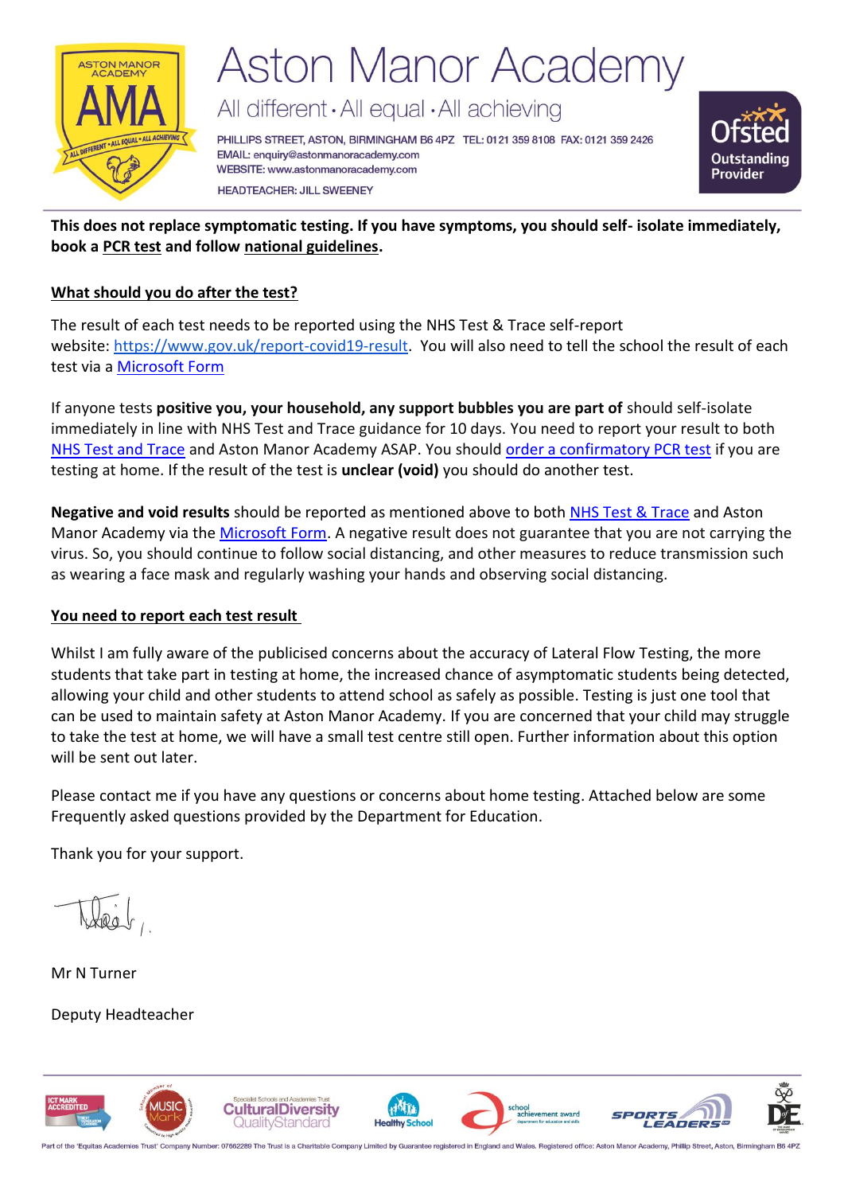**This does not replace symptomatic testing. If you have symptoms, you should self- isolate immediately, book a PCR test and follow national guidelines.**

**What should you do after the test?**

The result of each test needs to be reported using the NHS Test & Trace self-report website: https://www.gov.uk/report-covid19-result. You will also need to tell the school the result of each test via a Microsoft Form

If anyone tests **positive you, your household, any support bubbles you are part of** should self-isolate immediately in line with NHS Test and Trace guidance for 10 days. You need to report your result to both NHS Test and Trace and Aston Manor Academy ASAP. You should order a confirmatory PCR test if you are testing at home. If the result of the test is **unclear (void)** you should do another test.

**Negative and void results** should be reported as mentioned above to both NHS Test & Trace and Aston Manor Academy via the Microsoft Form. A negative result does not guarantee that you are not carrying the virus. So, you should continue to follow social distancing, and other measures to reduce transmission such as wearing a face mask and regularly washing your hands and observing social distancing.

**You need to report each test result**

Whilst I am fully aware of the publicised concerns about the accuracy of Lateral Flow Testing, the more students that take part in testing at home, the increased chance of asymptomatic students being detected, allowing your child and other students to attend school as safely as possible. Testing is just one tool that can be used to maintain safety at Aston Manor Academy. If you are concerned that your child may struggle to take the test at home, we will have a small test centre still open. Further information about this option will be sent out later.

Please contact me if you have any questions or concerns about home testing. Attached below are some Frequently asked questions provided by the Department for Education.

Thank you for your support.

Mr N Turner

Deputy Headteacher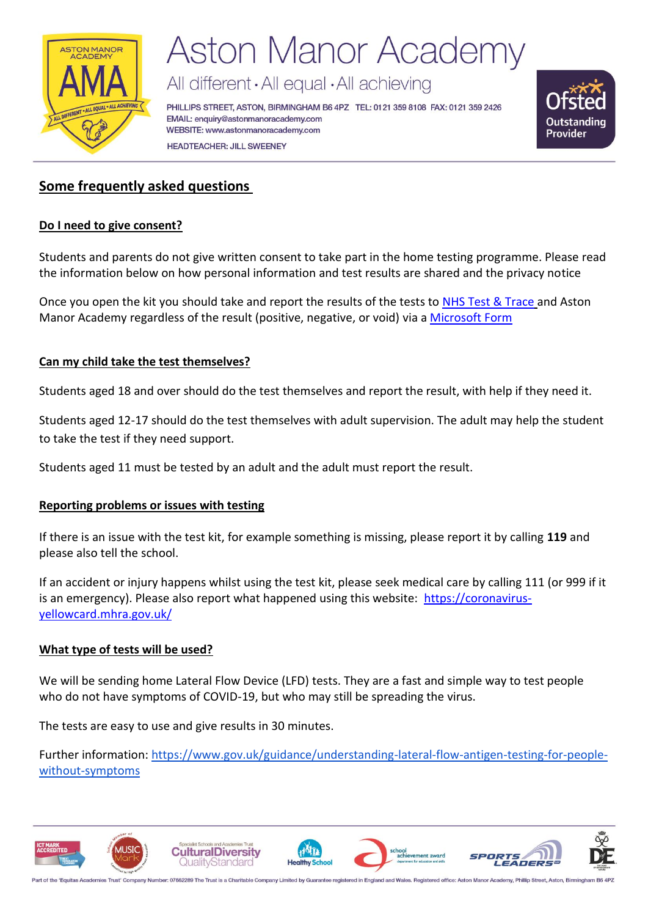## Some frequently asked questions

### Do I need to give consent?

Students and parents do not give written consent to take part in the home testing programme. Please read the information below on how personal information and test results are shared and the privacy notice

Once you open the kit you should take and report the results of the tests to NHS Test & Trace and Aston Manor Academy regardless of the result (positive, negative, or void) via a Microsoft Form

### Can my child take the test themselves?

Students aged 18 and over should do the test themselves and report the result, with help if they need it.

Students aged 12-17 should do the test themselves with adult supervision. The adult may help the student to take the test if they need support.

Students aged 11 must be tested by an adult and the adult must report the result.

### Reporting problems or issues with testing

If there is an issue with the test kit, for example something is missing, please report it by calling **119** and please also tell the school.

If an accident or injury happens whilst using the test kit, please seek medical care by calling 111 (or 999 if it is an emergency). Please also report what happened using this website: https://coronavirus-yellowcard.mhra.gov.uk/

### What type of tests will be used?

We will be sending home Lateral Flow Device (LFD) tests. They are a fast and simple way to test people who do not have symptoms of COVID-19, but who may still be spreading the virus.

The tests are easy to use and give results in 30 minutes.

Further information: https://www.gov.uk/guidance/understanding-lateral-flow-antigen-testing-for-people-without-symptoms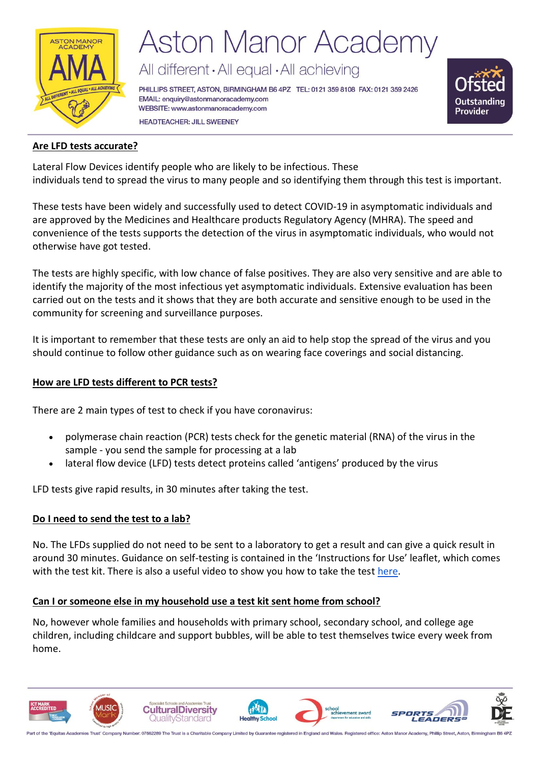### Are LFD tests accurate?

Lateral Flow Devices identify people who are likely to be infectious. These individuals tend to spread the virus to many people and so identifying them through this test is important.

These tests have been widely and successfully used to detect COVID-19 in asymptomatic individuals and are approved by the Medicines and Healthcare products Regulatory Agency (MHRA). The speed and convenience of the tests supports the detection of the virus in asymptomatic individuals, who would not otherwise have got tested.

The tests are highly specific, with low chance of false positives. They are also very sensitive and are able to identify the majority of the most infectious yet asymptomatic individuals. Extensive evaluation has been carried out on the tests and it shows that they are both accurate and sensitive enough to be used in the community for screening and surveillance purposes.

It is important to remember that these tests are only an aid to help stop the spread of the virus and you should continue to follow other guidance such as on wearing face coverings and social distancing.

### How are LFD tests different to PCR tests?

There are 2 main types of test to check if you have coronavirus:

- polymerase chain reaction (PCR) tests check for the genetic material (RNA) of the virus in the sample - you send the sample for processing at a lab
- lateral flow device (LFD) tests detect proteins called 'antigens' produced by the virus

LFD tests give rapid results, in 30 minutes after taking the test.

### Do I need to send the test to a lab?

No. The LFDs supplied do not need to be sent to a laboratory to get a result and can give a quick result in around 30 minutes. Guidance on self-testing is contained in the 'Instructions for Use' leaflet, which comes with the test kit. There is also a useful video to show you how to take the test here.

### Can I or someone else in my household use a test kit sent home from school?

No, however whole families and households with primary school, secondary school, and college age children, including childcare and support bubbles, will be able to test themselves twice every week from home.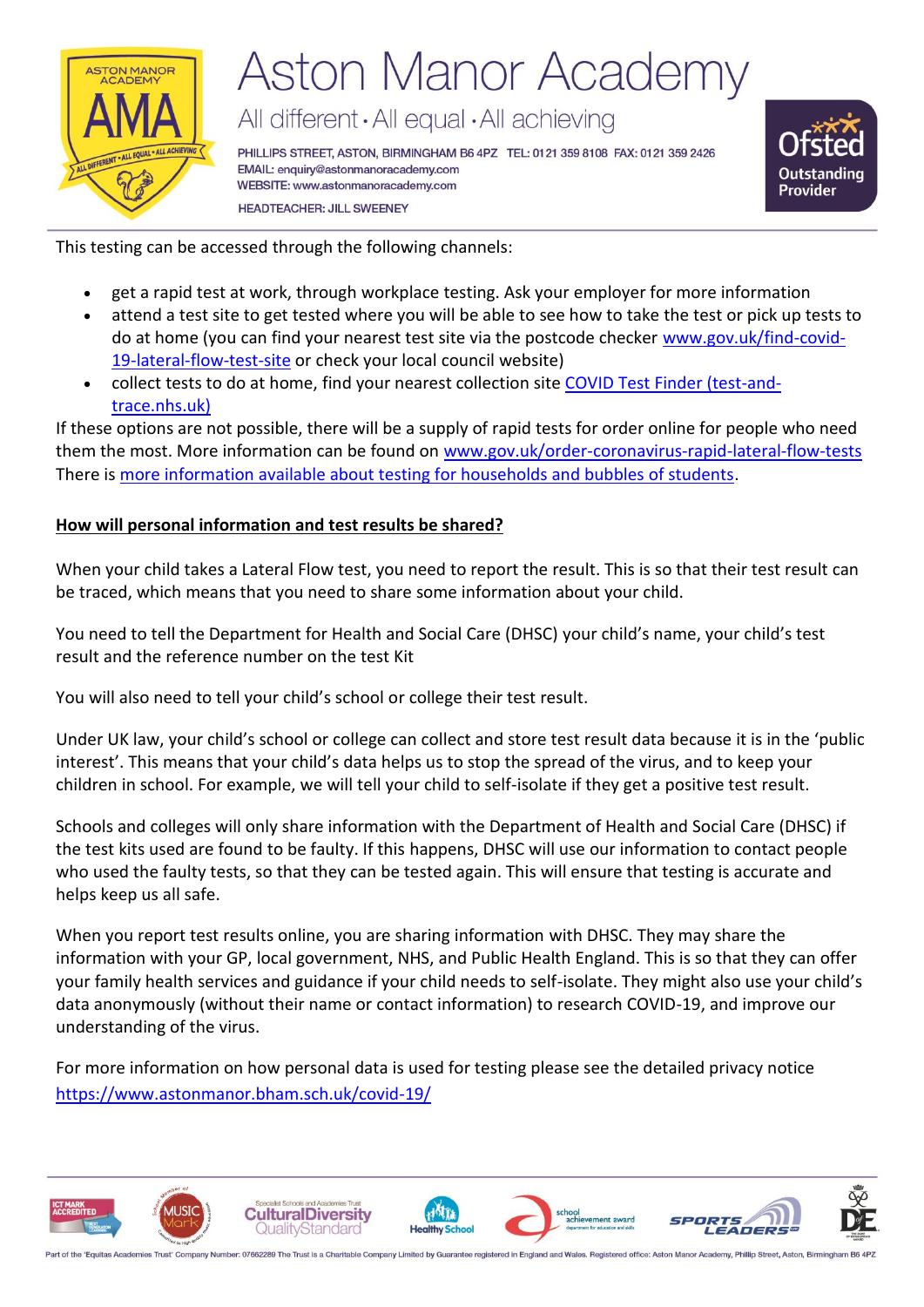This testing can be accessed through the following channels:

- get a rapid test at work, through workplace testing. Ask your employer for more information
- attend a test site to get tested where you will be able to see how to take the test or pick up tests to do at home (you can find your nearest test site via the postcode checker [www.gov.uk/find-covid-19-lateral-flow-test-site](www.gov.uk/find-covid-19-lateral-flow-test-site) or check your local council website)
- collect tests to do at home, find your nearest collection site [COVID Test Finder (test-and-trace.nhs.uk)](test-and-trace.nhs.uk)

If these options are not possible, there will be a supply of rapid tests for order online for people who need them the most. More information can be found on [www.gov.uk/order-coronavirus-rapid-lateral-flow-tests](www.gov.uk/order-coronavirus-rapid-lateral-flow-tests)
There is more information available about testing for households and bubbles of students.

**How will personal information and test results be shared?**

When your child takes a Lateral Flow test, you need to report the result. This is so that their test result can be traced, which means that you need to share some information about your child.

You need to tell the Department for Health and Social Care (DHSC) your child's name, your child's test result and the reference number on the test Kit

You will also need to tell your child's school or college their test result.

Under UK law, your child's school or college can collect and store test result data because it is in the 'public interest'. This means that your child's data helps us to stop the spread of the virus, and to keep your children in school. For example, we will tell your child to self-isolate if they get a positive test result.

Schools and colleges will only share information with the Department of Health and Social Care (DHSC) if the test kits used are found to be faulty. If this happens, DHSC will use our information to contact people who used the faulty tests, so that they can be tested again. This will ensure that testing is accurate and helps keep us all safe.

When you report test results online, you are sharing information with DHSC. They may share the information with your GP, local government, NHS, and Public Health England. This is so that they can offer your family health services and guidance if your child needs to self-isolate. They might also use your child's data anonymously (without their name or contact information) to research COVID-19, and improve our understanding of the virus.

For more information on how personal data is used for testing please see the detailed privacy notice
[https://www.astonmanor.bham.sch.uk/covid-19/](https://www.astonmanor.bham.sch.uk/covid-19/)